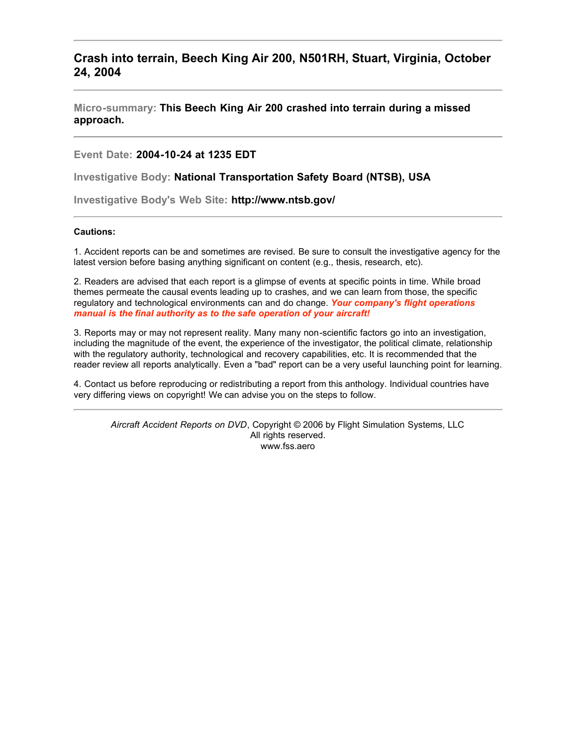## Crash into terrain, Beech King Air 200, N501RH, Stuart, Virginia, October 24, 2004

---

**Micro-summary:** **This Beech King Air 200 crashed into terrain during a missed approach.**

---

**Event Date:** **2004-10-24 at 1235 EDT**

**Investigative Body:** **National Transportation Safety Board (NTSB), USA**

**Investigative Body's Web Site:** **http://www.ntsb.gov/**

---

**Cautions:**

1. Accident reports can be and sometimes are revised. Be sure to consult the investigative agency for the latest version before basing anything significant on content (e.g., thesis, research, etc).

2. Readers are advised that each report is a glimpse of events at specific points in time. While broad themes permeate the causal events leading up to crashes, and we can learn from those, the specific regulatory and technological environments can and do change. ***Your company's flight operations manual is the final authority as to the safe operation of your aircraft!***

3. Reports may or may not represent reality. Many many non-scientific factors go into an investigation, including the magnitude of the event, the experience of the investigator, the political climate, relationship with the regulatory authority, technological and recovery capabilities, etc. It is recommended that the reader review all reports analytically. Even a "bad" report can be a very useful launching point for learning.

4. Contact us before reproducing or redistributing a report from this anthology. Individual countries have very differing views on copyright! We can advise you on the steps to follow.

---

*Aircraft Accident Reports on DVD*, Copyright © 2006 by Flight Simulation Systems, LLC
All rights reserved.
www.fss.aero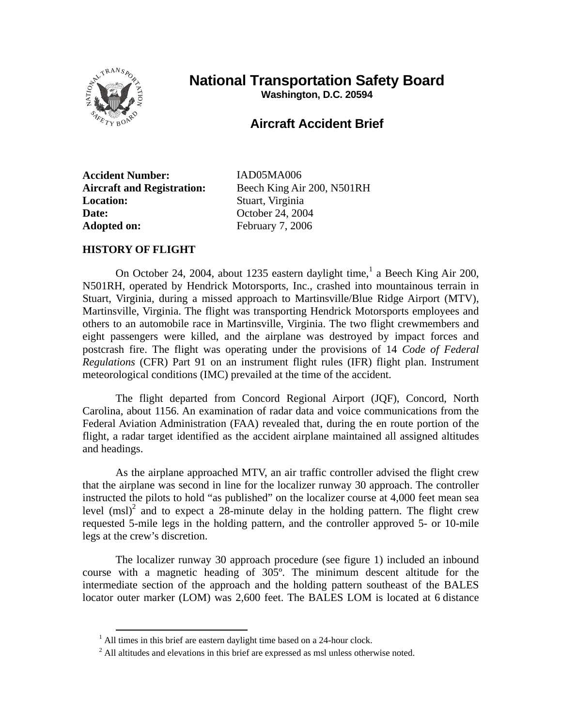# National Transportation Safety Board

**Washington, D.C. 20594**

## Aircraft Accident Brief

**Accident Number:** IAD05MA006
**Aircraft and Registration:** Beech King Air 200, N501RH
**Location:** Stuart, Virginia
**Date:** October 24, 2004
**Adopted on:** February 7, 2006

### HISTORY OF FLIGHT

On October 24, 2004, about 1235 eastern daylight time,[1] a Beech King Air 200, N501RH, operated by Hendrick Motorsports, Inc., crashed into mountainous terrain in Stuart, Virginia, during a missed approach to Martinsville/Blue Ridge Airport (MTV), Martinsville, Virginia. The flight was transporting Hendrick Motorsports employees and others to an automobile race in Martinsville, Virginia. The two flight crewmembers and eight passengers were killed, and the airplane was destroyed by impact forces and postcrash fire. The flight was operating under the provisions of 14 *Code of Federal Regulations* (CFR) Part 91 on an instrument flight rules (IFR) flight plan. Instrument meteorological conditions (IMC) prevailed at the time of the accident.

The flight departed from Concord Regional Airport (JQF), Concord, North Carolina, about 1156. An examination of radar data and voice communications from the Federal Aviation Administration (FAA) revealed that, during the en route portion of the flight, a radar target identified as the accident airplane maintained all assigned altitudes and headings.

As the airplane approached MTV, an air traffic controller advised the flight crew that the airplane was second in line for the localizer runway 30 approach. The controller instructed the pilots to hold "as published" on the localizer course at 4,000 feet mean sea level (msl)[2] and to expect a 28-minute delay in the holding pattern. The flight crew requested 5-mile legs in the holding pattern, and the controller approved 5- or 10-mile legs at the crew's discretion.

The localizer runway 30 approach procedure (see figure 1) included an inbound course with a magnetic heading of 305º. The minimum descent altitude for the intermediate section of the approach and the holding pattern southeast of the BALES locator outer marker (LOM) was 2,600 feet. The BALES LOM is located at 6 distance

---

[1] All times in this brief are eastern daylight time based on a 24-hour clock.

[2] All altitudes and elevations in this brief are expressed as msl unless otherwise noted.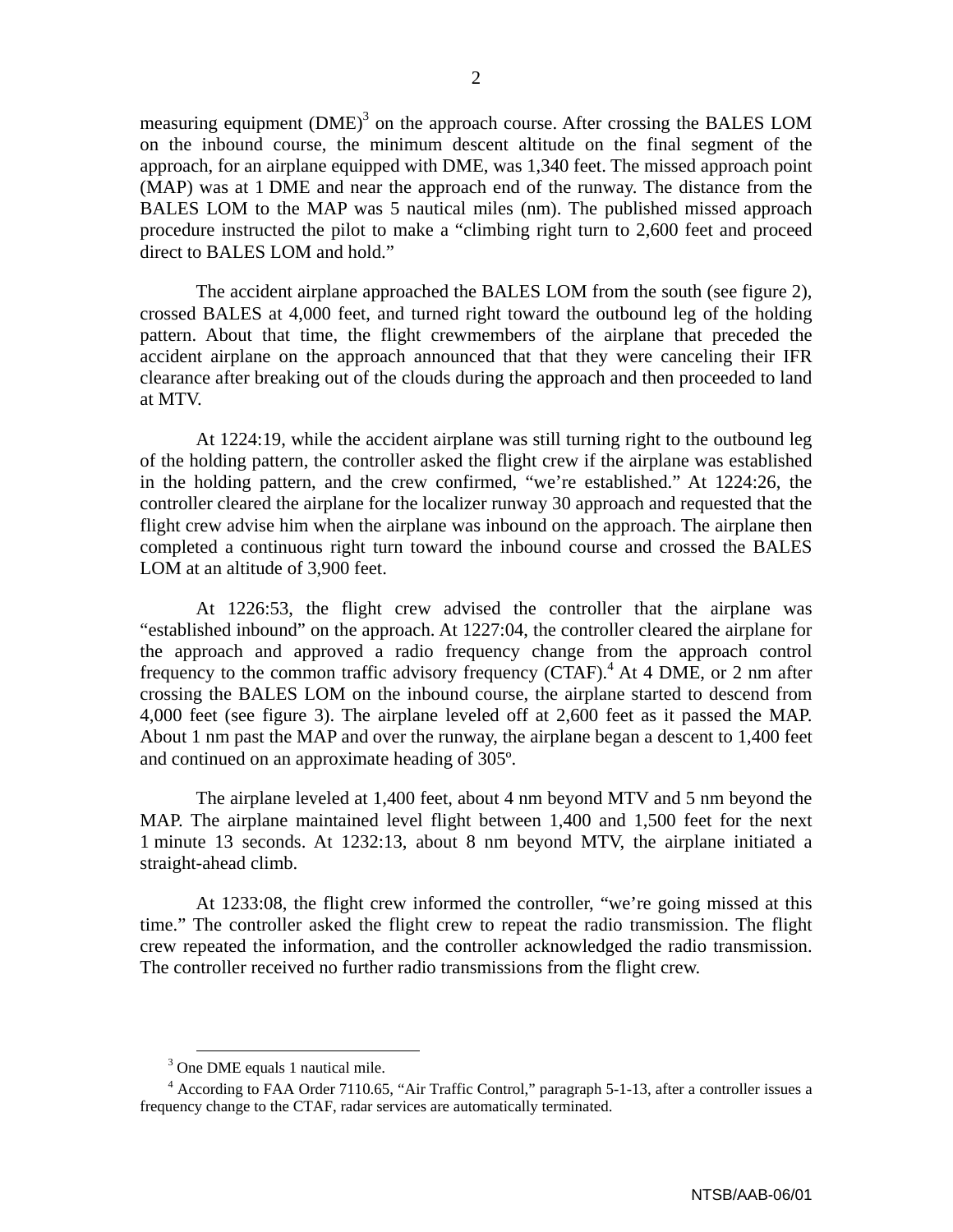measuring equipment (DME)[3] on the approach course. After crossing the BALES LOM on the inbound course, the minimum descent altitude on the final segment of the approach, for an airplane equipped with DME, was 1,340 feet. The missed approach point (MAP) was at 1 DME and near the approach end of the runway. The distance from the BALES LOM to the MAP was 5 nautical miles (nm). The published missed approach procedure instructed the pilot to make a "climbing right turn to 2,600 feet and proceed direct to BALES LOM and hold."

The accident airplane approached the BALES LOM from the south (see figure 2), crossed BALES at 4,000 feet, and turned right toward the outbound leg of the holding pattern. About that time, the flight crewmembers of the airplane that preceded the accident airplane on the approach announced that that they were canceling their IFR clearance after breaking out of the clouds during the approach and then proceeded to land at MTV.

At 1224:19, while the accident airplane was still turning right to the outbound leg of the holding pattern, the controller asked the flight crew if the airplane was established in the holding pattern, and the crew confirmed, "we're established." At 1224:26, the controller cleared the airplane for the localizer runway 30 approach and requested that the flight crew advise him when the airplane was inbound on the approach. The airplane then completed a continuous right turn toward the inbound course and crossed the BALES LOM at an altitude of 3,900 feet.

At 1226:53, the flight crew advised the controller that the airplane was "established inbound" on the approach. At 1227:04, the controller cleared the airplane for the approach and approved a radio frequency change from the approach control frequency to the common traffic advisory frequency (CTAF).[4] At 4 DME, or 2 nm after crossing the BALES LOM on the inbound course, the airplane started to descend from 4,000 feet (see figure 3). The airplane leveled off at 2,600 feet as it passed the MAP. About 1 nm past the MAP and over the runway, the airplane began a descent to 1,400 feet and continued on an approximate heading of 305º.

The airplane leveled at 1,400 feet, about 4 nm beyond MTV and 5 nm beyond the MAP. The airplane maintained level flight between 1,400 and 1,500 feet for the next 1 minute 13 seconds. At 1232:13, about 8 nm beyond MTV, the airplane initiated a straight-ahead climb.

At 1233:08, the flight crew informed the controller, "we're going missed at this time." The controller asked the flight crew to repeat the radio transmission. The flight crew repeated the information, and the controller acknowledged the radio transmission. The controller received no further radio transmissions from the flight crew.

---

[3] One DME equals 1 nautical mile.

[4] According to FAA Order 7110.65, "Air Traffic Control," paragraph 5-1-13, after a controller issues a frequency change to the CTAF, radar services are automatically terminated.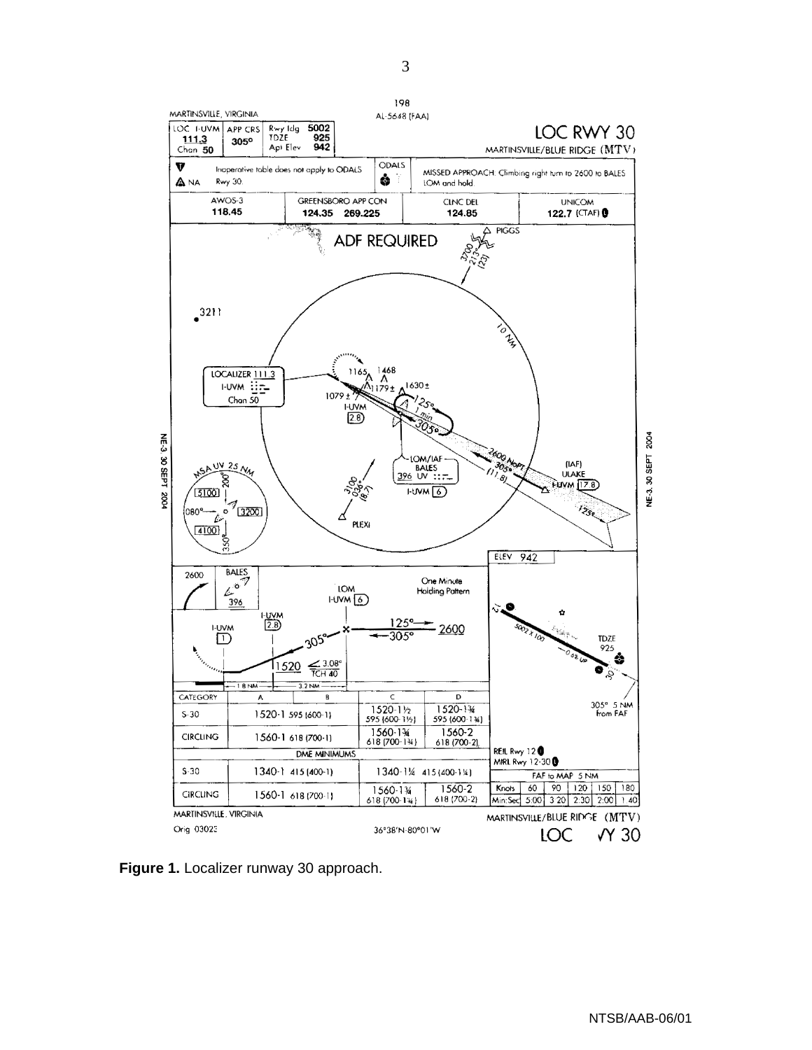**Figure 1.** Localizer runway 30 approach.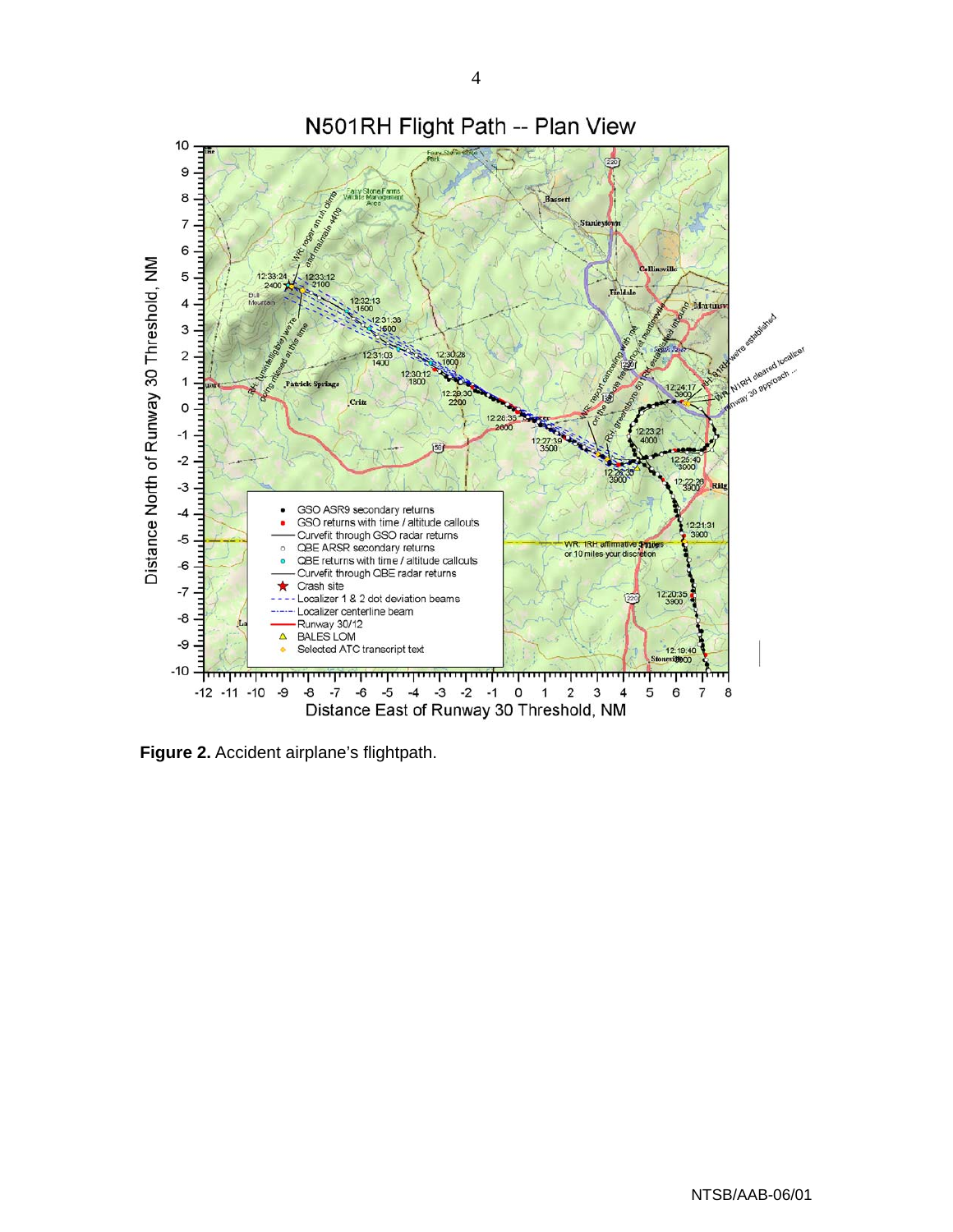**Figure 2.** Accident airplane's flightpath.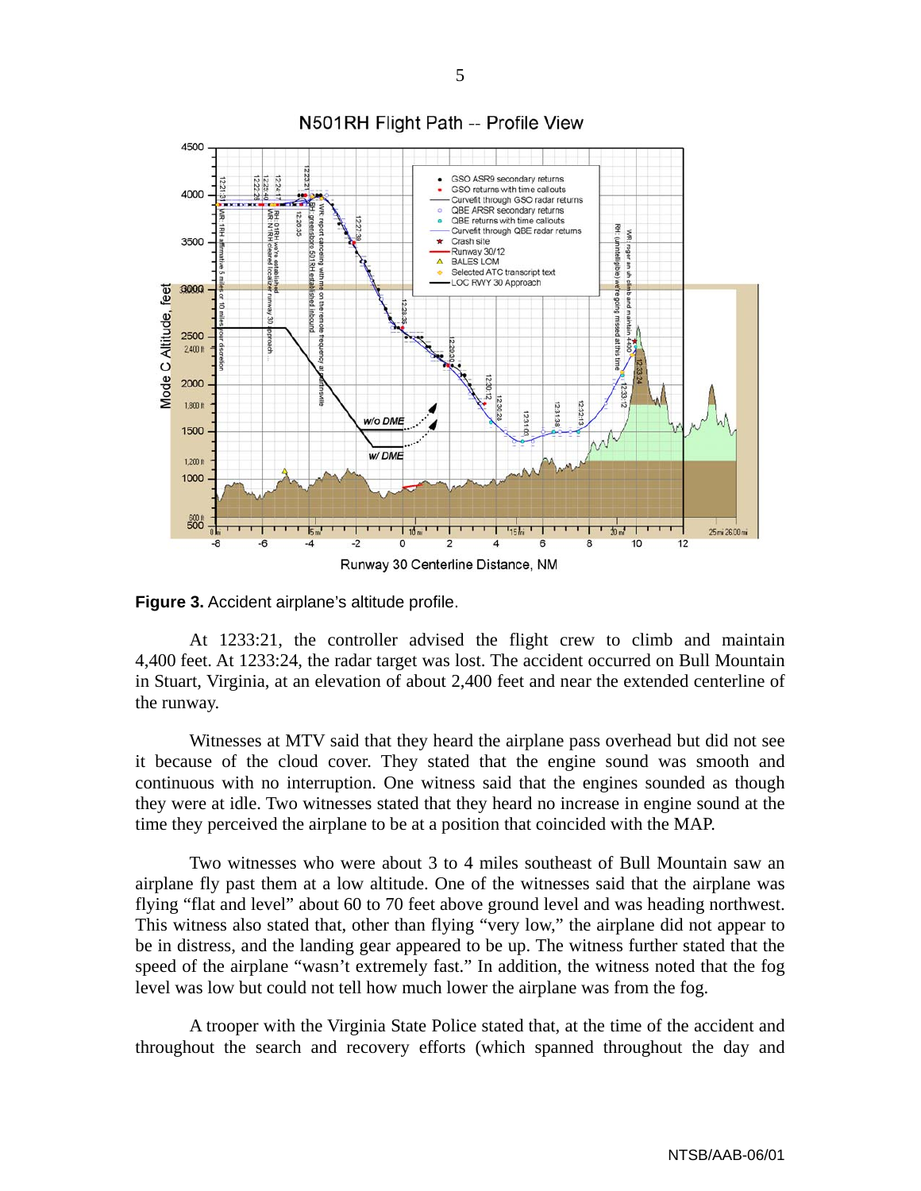**Figure 3.** Accident airplane's altitude profile.

At 1233:21, the controller advised the flight crew to climb and maintain 4,400 feet. At 1233:24, the radar target was lost. The accident occurred on Bull Mountain in Stuart, Virginia, at an elevation of about 2,400 feet and near the extended centerline of the runway.

Witnesses at MTV said that they heard the airplane pass overhead but did not see it because of the cloud cover. They stated that the engine sound was smooth and continuous with no interruption. One witness said that the engines sounded as though they were at idle. Two witnesses stated that they heard no increase in engine sound at the time they perceived the airplane to be at a position that coincided with the MAP.

Two witnesses who were about 3 to 4 miles southeast of Bull Mountain saw an airplane fly past them at a low altitude. One of the witnesses said that the airplane was flying "flat and level" about 60 to 70 feet above ground level and was heading northwest. This witness also stated that, other than flying "very low," the airplane did not appear to be in distress, and the landing gear appeared to be up. The witness further stated that the speed of the airplane "wasn't extremely fast." In addition, the witness noted that the fog level was low but could not tell how much lower the airplane was from the fog.

A trooper with the Virginia State Police stated that, at the time of the accident and throughout the search and recovery efforts (which spanned throughout the day and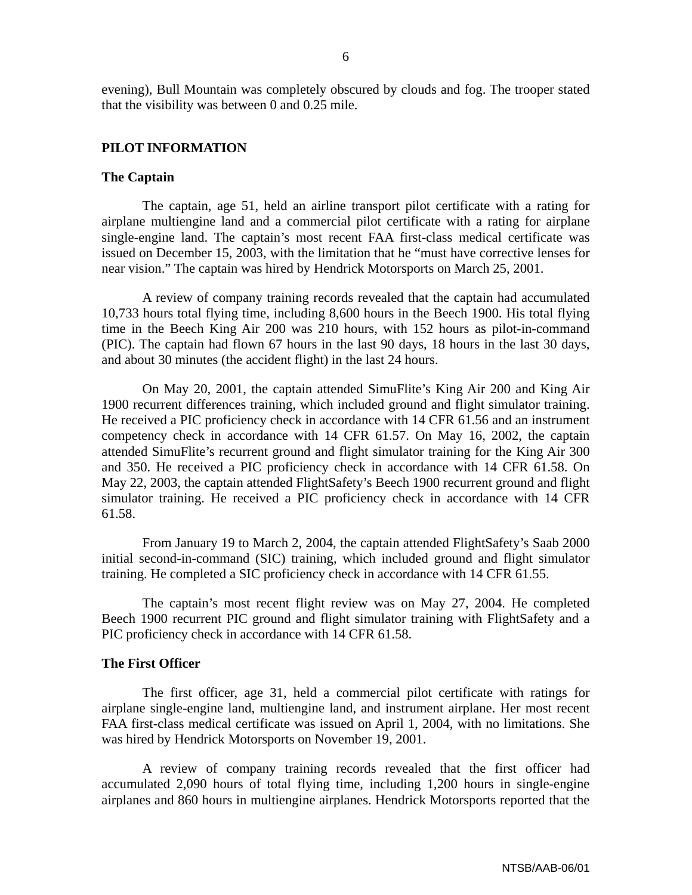evening), Bull Mountain was completely obscured by clouds and fog. The trooper stated that the visibility was between 0 and 0.25 mile.

## PILOT INFORMATION

### The Captain

The captain, age 51, held an airline transport pilot certificate with a rating for airplane multiengine land and a commercial pilot certificate with a rating for airplane single-engine land. The captain's most recent FAA first-class medical certificate was issued on December 15, 2003, with the limitation that he "must have corrective lenses for near vision." The captain was hired by Hendrick Motorsports on March 25, 2001.

A review of company training records revealed that the captain had accumulated 10,733 hours total flying time, including 8,600 hours in the Beech 1900. His total flying time in the Beech King Air 200 was 210 hours, with 152 hours as pilot-in-command (PIC). The captain had flown 67 hours in the last 90 days, 18 hours in the last 30 days, and about 30 minutes (the accident flight) in the last 24 hours.

On May 20, 2001, the captain attended SimuFlite's King Air 200 and King Air 1900 recurrent differences training, which included ground and flight simulator training. He received a PIC proficiency check in accordance with 14 CFR 61.56 and an instrument competency check in accordance with 14 CFR 61.57. On May 16, 2002, the captain attended SimuFlite's recurrent ground and flight simulator training for the King Air 300 and 350. He received a PIC proficiency check in accordance with 14 CFR 61.58. On May 22, 2003, the captain attended FlightSafety's Beech 1900 recurrent ground and flight simulator training. He received a PIC proficiency check in accordance with 14 CFR 61.58.

From January 19 to March 2, 2004, the captain attended FlightSafety's Saab 2000 initial second-in-command (SIC) training, which included ground and flight simulator training. He completed a SIC proficiency check in accordance with 14 CFR 61.55.

The captain's most recent flight review was on May 27, 2004. He completed Beech 1900 recurrent PIC ground and flight simulator training with FlightSafety and a PIC proficiency check in accordance with 14 CFR 61.58.

### The First Officer

The first officer, age 31, held a commercial pilot certificate with ratings for airplane single-engine land, multiengine land, and instrument airplane. Her most recent FAA first-class medical certificate was issued on April 1, 2004, with no limitations. She was hired by Hendrick Motorsports on November 19, 2001.

A review of company training records revealed that the first officer had accumulated 2,090 hours of total flying time, including 1,200 hours in single-engine airplanes and 860 hours in multiengine airplanes. Hendrick Motorsports reported that the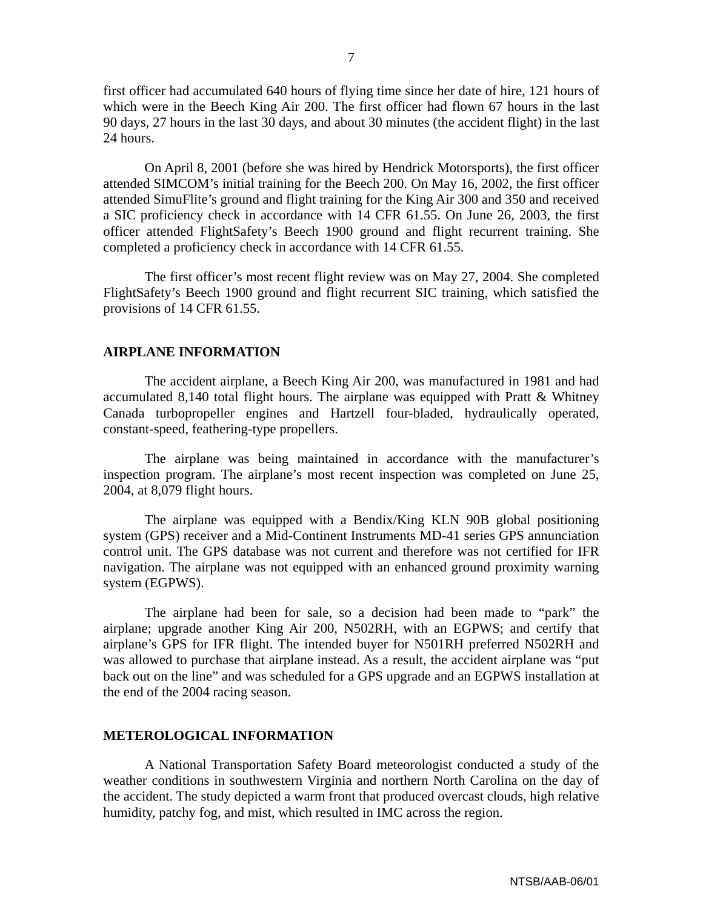first officer had accumulated 640 hours of flying time since her date of hire, 121 hours of which were in the Beech King Air 200. The first officer had flown 67 hours in the last 90 days, 27 hours in the last 30 days, and about 30 minutes (the accident flight) in the last 24 hours.

On April 8, 2001 (before she was hired by Hendrick Motorsports), the first officer attended SIMCOM's initial training for the Beech 200. On May 16, 2002, the first officer attended SimuFlite's ground and flight training for the King Air 300 and 350 and received a SIC proficiency check in accordance with 14 CFR 61.55. On June 26, 2003, the first officer attended FlightSafety's Beech 1900 ground and flight recurrent training. She completed a proficiency check in accordance with 14 CFR 61.55.

The first officer's most recent flight review was on May 27, 2004. She completed FlightSafety's Beech 1900 ground and flight recurrent SIC training, which satisfied the provisions of 14 CFR 61.55.

## AIRPLANE INFORMATION

The accident airplane, a Beech King Air 200, was manufactured in 1981 and had accumulated 8,140 total flight hours. The airplane was equipped with Pratt & Whitney Canada turbopropeller engines and Hartzell four-bladed, hydraulically operated, constant-speed, feathering-type propellers.

The airplane was being maintained in accordance with the manufacturer's inspection program. The airplane's most recent inspection was completed on June 25, 2004, at 8,079 flight hours.

The airplane was equipped with a Bendix/King KLN 90B global positioning system (GPS) receiver and a Mid-Continent Instruments MD-41 series GPS annunciation control unit. The GPS database was not current and therefore was not certified for IFR navigation. The airplane was not equipped with an enhanced ground proximity warning system (EGPWS).

The airplane had been for sale, so a decision had been made to "park" the airplane; upgrade another King Air 200, N502RH, with an EGPWS; and certify that airplane's GPS for IFR flight. The intended buyer for N501RH preferred N502RH and was allowed to purchase that airplane instead. As a result, the accident airplane was "put back out on the line" and was scheduled for a GPS upgrade and an EGPWS installation at the end of the 2004 racing season.

## METEROLOGICAL INFORMATION

A National Transportation Safety Board meteorologist conducted a study of the weather conditions in southwestern Virginia and northern North Carolina on the day of the accident. The study depicted a warm front that produced overcast clouds, high relative humidity, patchy fog, and mist, which resulted in IMC across the region.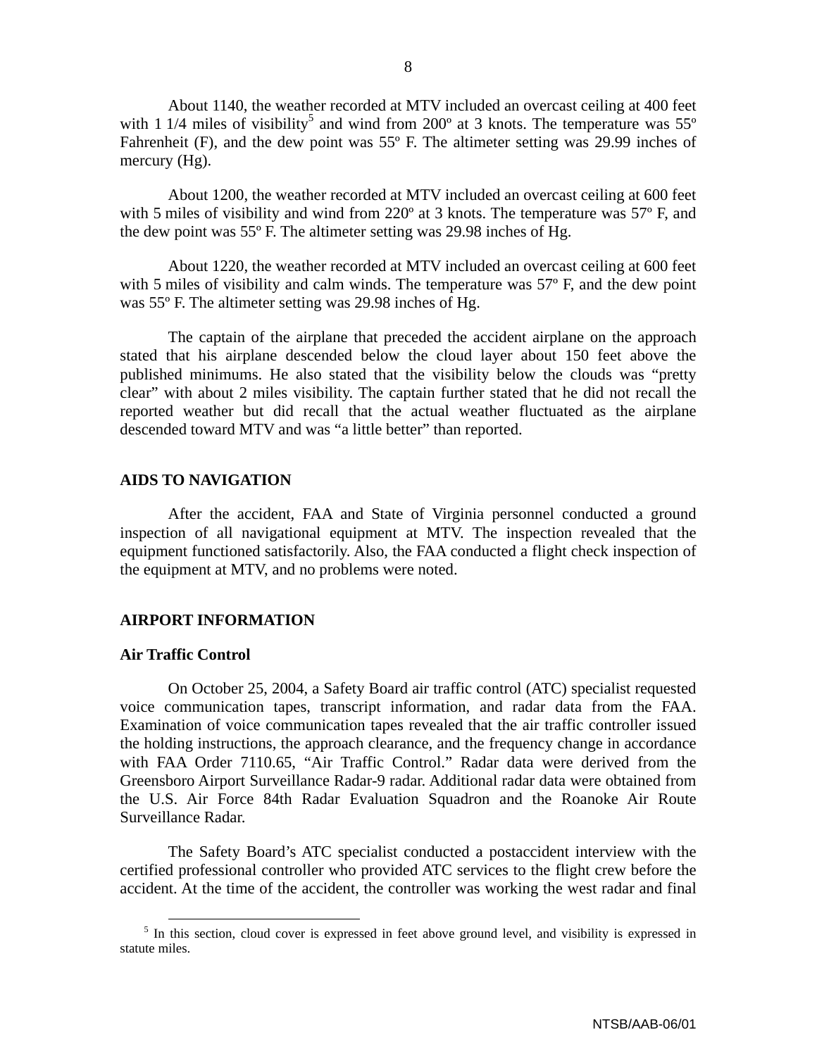About 1140, the weather recorded at MTV included an overcast ceiling at 400 feet with 1 1/4 miles of visibility[5] and wind from 200º at 3 knots. The temperature was 55º Fahrenheit (F), and the dew point was 55º F. The altimeter setting was 29.99 inches of mercury (Hg).

About 1200, the weather recorded at MTV included an overcast ceiling at 600 feet with 5 miles of visibility and wind from 220º at 3 knots. The temperature was 57º F, and the dew point was 55º F. The altimeter setting was 29.98 inches of Hg.

About 1220, the weather recorded at MTV included an overcast ceiling at 600 feet with 5 miles of visibility and calm winds. The temperature was 57º F, and the dew point was 55º F. The altimeter setting was 29.98 inches of Hg.

The captain of the airplane that preceded the accident airplane on the approach stated that his airplane descended below the cloud layer about 150 feet above the published minimums. He also stated that the visibility below the clouds was "pretty clear" with about 2 miles visibility. The captain further stated that he did not recall the reported weather but did recall that the actual weather fluctuated as the airplane descended toward MTV and was "a little better" than reported.

## AIDS TO NAVIGATION

After the accident, FAA and State of Virginia personnel conducted a ground inspection of all navigational equipment at MTV. The inspection revealed that the equipment functioned satisfactorily. Also, the FAA conducted a flight check inspection of the equipment at MTV, and no problems were noted.

## AIRPORT INFORMATION

### Air Traffic Control

On October 25, 2004, a Safety Board air traffic control (ATC) specialist requested voice communication tapes, transcript information, and radar data from the FAA. Examination of voice communication tapes revealed that the air traffic controller issued the holding instructions, the approach clearance, and the frequency change in accordance with FAA Order 7110.65, "Air Traffic Control." Radar data were derived from the Greensboro Airport Surveillance Radar-9 radar. Additional radar data were obtained from the U.S. Air Force 84th Radar Evaluation Squadron and the Roanoke Air Route Surveillance Radar.

The Safety Board's ATC specialist conducted a postaccident interview with the certified professional controller who provided ATC services to the flight crew before the accident. At the time of the accident, the controller was working the west radar and final

---

[5] In this section, cloud cover is expressed in feet above ground level, and visibility is expressed in statute miles.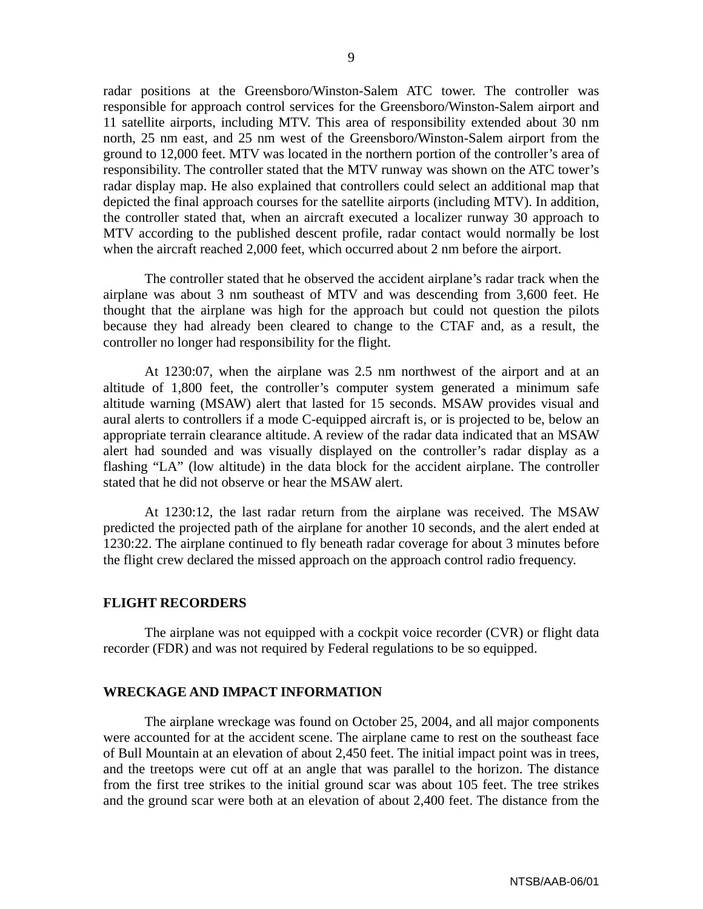radar positions at the Greensboro/Winston-Salem ATC tower. The controller was responsible for approach control services for the Greensboro/Winston-Salem airport and 11 satellite airports, including MTV. This area of responsibility extended about 30 nm north, 25 nm east, and 25 nm west of the Greensboro/Winston-Salem airport from the ground to 12,000 feet. MTV was located in the northern portion of the controller's area of responsibility. The controller stated that the MTV runway was shown on the ATC tower's radar display map. He also explained that controllers could select an additional map that depicted the final approach courses for the satellite airports (including MTV). In addition, the controller stated that, when an aircraft executed a localizer runway 30 approach to MTV according to the published descent profile, radar contact would normally be lost when the aircraft reached 2,000 feet, which occurred about 2 nm before the airport.

The controller stated that he observed the accident airplane's radar track when the airplane was about 3 nm southeast of MTV and was descending from 3,600 feet. He thought that the airplane was high for the approach but could not question the pilots because they had already been cleared to change to the CTAF and, as a result, the controller no longer had responsibility for the flight.

At 1230:07, when the airplane was 2.5 nm northwest of the airport and at an altitude of 1,800 feet, the controller's computer system generated a minimum safe altitude warning (MSAW) alert that lasted for 15 seconds. MSAW provides visual and aural alerts to controllers if a mode C-equipped aircraft is, or is projected to be, below an appropriate terrain clearance altitude. A review of the radar data indicated that an MSAW alert had sounded and was visually displayed on the controller's radar display as a flashing "LA" (low altitude) in the data block for the accident airplane. The controller stated that he did not observe or hear the MSAW alert.

At 1230:12, the last radar return from the airplane was received. The MSAW predicted the projected path of the airplane for another 10 seconds, and the alert ended at 1230:22. The airplane continued to fly beneath radar coverage for about 3 minutes before the flight crew declared the missed approach on the approach control radio frequency.

## FLIGHT RECORDERS

The airplane was not equipped with a cockpit voice recorder (CVR) or flight data recorder (FDR) and was not required by Federal regulations to be so equipped.

## WRECKAGE AND IMPACT INFORMATION

The airplane wreckage was found on October 25, 2004, and all major components were accounted for at the accident scene. The airplane came to rest on the southeast face of Bull Mountain at an elevation of about 2,450 feet. The initial impact point was in trees, and the treetops were cut off at an angle that was parallel to the horizon. The distance from the first tree strikes to the initial ground scar was about 105 feet. The tree strikes and the ground scar were both at an elevation of about 2,400 feet. The distance from the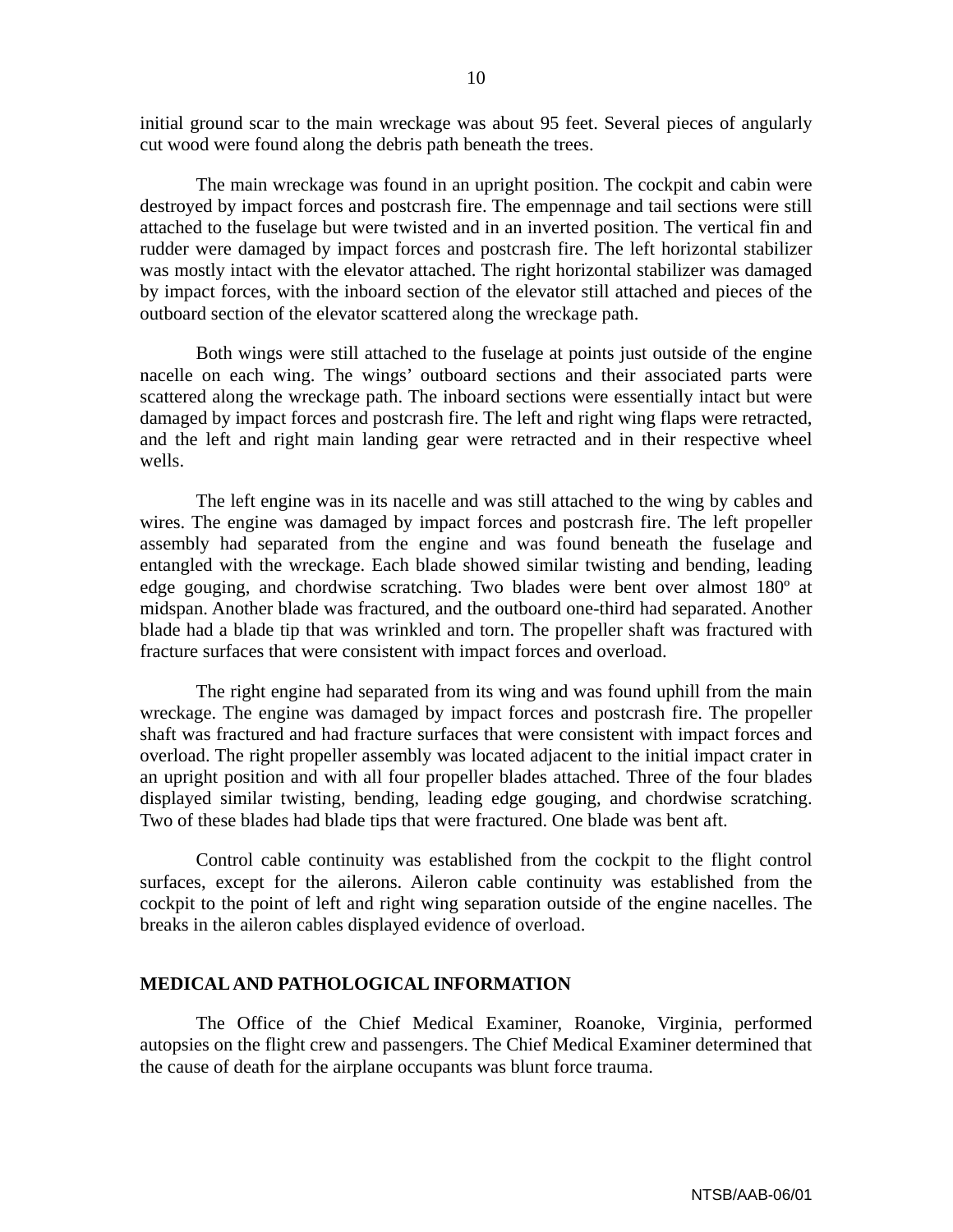initial ground scar to the main wreckage was about 95 feet. Several pieces of angularly cut wood were found along the debris path beneath the trees.

The main wreckage was found in an upright position. The cockpit and cabin were destroyed by impact forces and postcrash fire. The empennage and tail sections were still attached to the fuselage but were twisted and in an inverted position. The vertical fin and rudder were damaged by impact forces and postcrash fire. The left horizontal stabilizer was mostly intact with the elevator attached. The right horizontal stabilizer was damaged by impact forces, with the inboard section of the elevator still attached and pieces of the outboard section of the elevator scattered along the wreckage path.

Both wings were still attached to the fuselage at points just outside of the engine nacelle on each wing. The wings' outboard sections and their associated parts were scattered along the wreckage path. The inboard sections were essentially intact but were damaged by impact forces and postcrash fire. The left and right wing flaps were retracted, and the left and right main landing gear were retracted and in their respective wheel wells.

The left engine was in its nacelle and was still attached to the wing by cables and wires. The engine was damaged by impact forces and postcrash fire. The left propeller assembly had separated from the engine and was found beneath the fuselage and entangled with the wreckage. Each blade showed similar twisting and bending, leading edge gouging, and chordwise scratching. Two blades were bent over almost 180º at midspan. Another blade was fractured, and the outboard one-third had separated. Another blade had a blade tip that was wrinkled and torn. The propeller shaft was fractured with fracture surfaces that were consistent with impact forces and overload.

The right engine had separated from its wing and was found uphill from the main wreckage. The engine was damaged by impact forces and postcrash fire. The propeller shaft was fractured and had fracture surfaces that were consistent with impact forces and overload. The right propeller assembly was located adjacent to the initial impact crater in an upright position and with all four propeller blades attached. Three of the four blades displayed similar twisting, bending, leading edge gouging, and chordwise scratching. Two of these blades had blade tips that were fractured. One blade was bent aft.

Control cable continuity was established from the cockpit to the flight control surfaces, except for the ailerons. Aileron cable continuity was established from the cockpit to the point of left and right wing separation outside of the engine nacelles. The breaks in the aileron cables displayed evidence of overload.

## MEDICAL AND PATHOLOGICAL INFORMATION

The Office of the Chief Medical Examiner, Roanoke, Virginia, performed autopsies on the flight crew and passengers. The Chief Medical Examiner determined that the cause of death for the airplane occupants was blunt force trauma.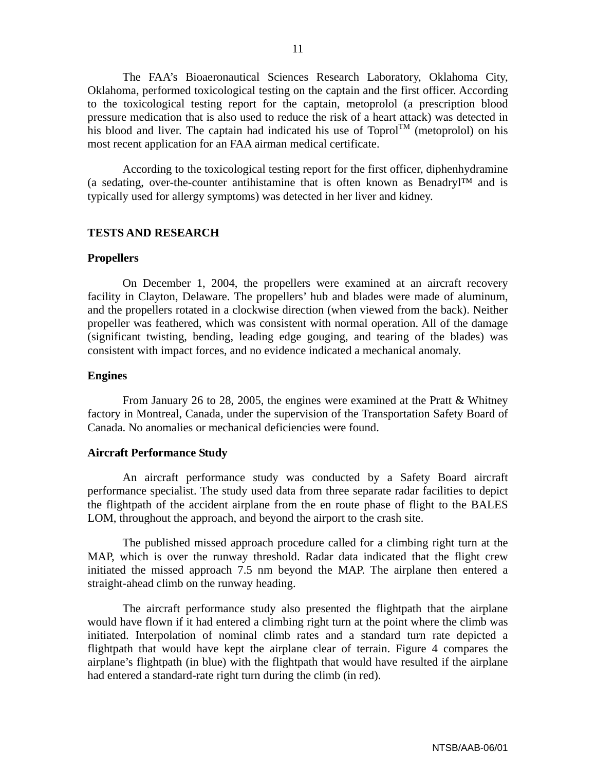The FAA's Bioaeronautical Sciences Research Laboratory, Oklahoma City, Oklahoma, performed toxicological testing on the captain and the first officer. According to the toxicological testing report for the captain, metoprolol (a prescription blood pressure medication that is also used to reduce the risk of a heart attack) was detected in his blood and liver. The captain had indicated his use of Toprol™ (metoprolol) on his most recent application for an FAA airman medical certificate.

According to the toxicological testing report for the first officer, diphenhydramine (a sedating, over-the-counter antihistamine that is often known as Benadryl™ and is typically used for allergy symptoms) was detected in her liver and kidney.

## TESTS AND RESEARCH

### Propellers

On December 1, 2004, the propellers were examined at an aircraft recovery facility in Clayton, Delaware. The propellers' hub and blades were made of aluminum, and the propellers rotated in a clockwise direction (when viewed from the back). Neither propeller was feathered, which was consistent with normal operation. All of the damage (significant twisting, bending, leading edge gouging, and tearing of the blades) was consistent with impact forces, and no evidence indicated a mechanical anomaly.

### Engines

From January 26 to 28, 2005, the engines were examined at the Pratt & Whitney factory in Montreal, Canada, under the supervision of the Transportation Safety Board of Canada. No anomalies or mechanical deficiencies were found.

### Aircraft Performance Study

An aircraft performance study was conducted by a Safety Board aircraft performance specialist. The study used data from three separate radar facilities to depict the flightpath of the accident airplane from the en route phase of flight to the BALES LOM, throughout the approach, and beyond the airport to the crash site.

The published missed approach procedure called for a climbing right turn at the MAP, which is over the runway threshold. Radar data indicated that the flight crew initiated the missed approach 7.5 nm beyond the MAP. The airplane then entered a straight-ahead climb on the runway heading.

The aircraft performance study also presented the flightpath that the airplane would have flown if it had entered a climbing right turn at the point where the climb was initiated. Interpolation of nominal climb rates and a standard turn rate depicted a flightpath that would have kept the airplane clear of terrain. Figure 4 compares the airplane's flightpath (in blue) with the flightpath that would have resulted if the airplane had entered a standard-rate right turn during the climb (in red).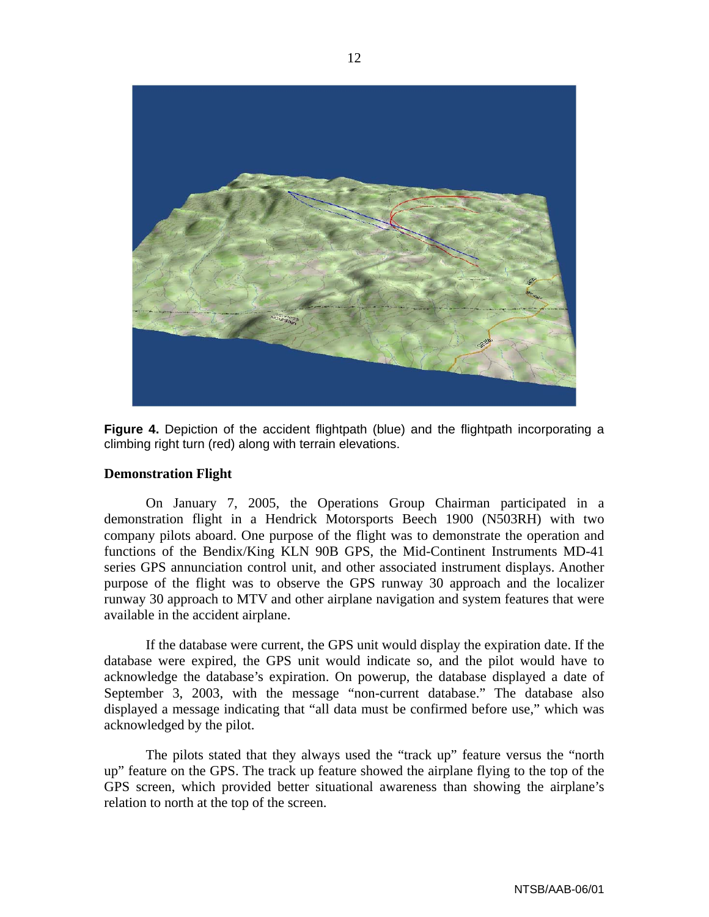**Figure 4.** Depiction of the accident flightpath (blue) and the flightpath incorporating a climbing right turn (red) along with terrain elevations.

### Demonstration Flight

On January 7, 2005, the Operations Group Chairman participated in a demonstration flight in a Hendrick Motorsports Beech 1900 (N503RH) with two company pilots aboard. One purpose of the flight was to demonstrate the operation and functions of the Bendix/King KLN 90B GPS, the Mid-Continent Instruments MD-41 series GPS annunciation control unit, and other associated instrument displays. Another purpose of the flight was to observe the GPS runway 30 approach and the localizer runway 30 approach to MTV and other airplane navigation and system features that were available in the accident airplane.

If the database were current, the GPS unit would display the expiration date. If the database were expired, the GPS unit would indicate so, and the pilot would have to acknowledge the database's expiration. On powerup, the database displayed a date of September 3, 2003, with the message "non-current database." The database also displayed a message indicating that "all data must be confirmed before use," which was acknowledged by the pilot.

The pilots stated that they always used the "track up" feature versus the "north up" feature on the GPS. The track up feature showed the airplane flying to the top of the GPS screen, which provided better situational awareness than showing the airplane's relation to north at the top of the screen.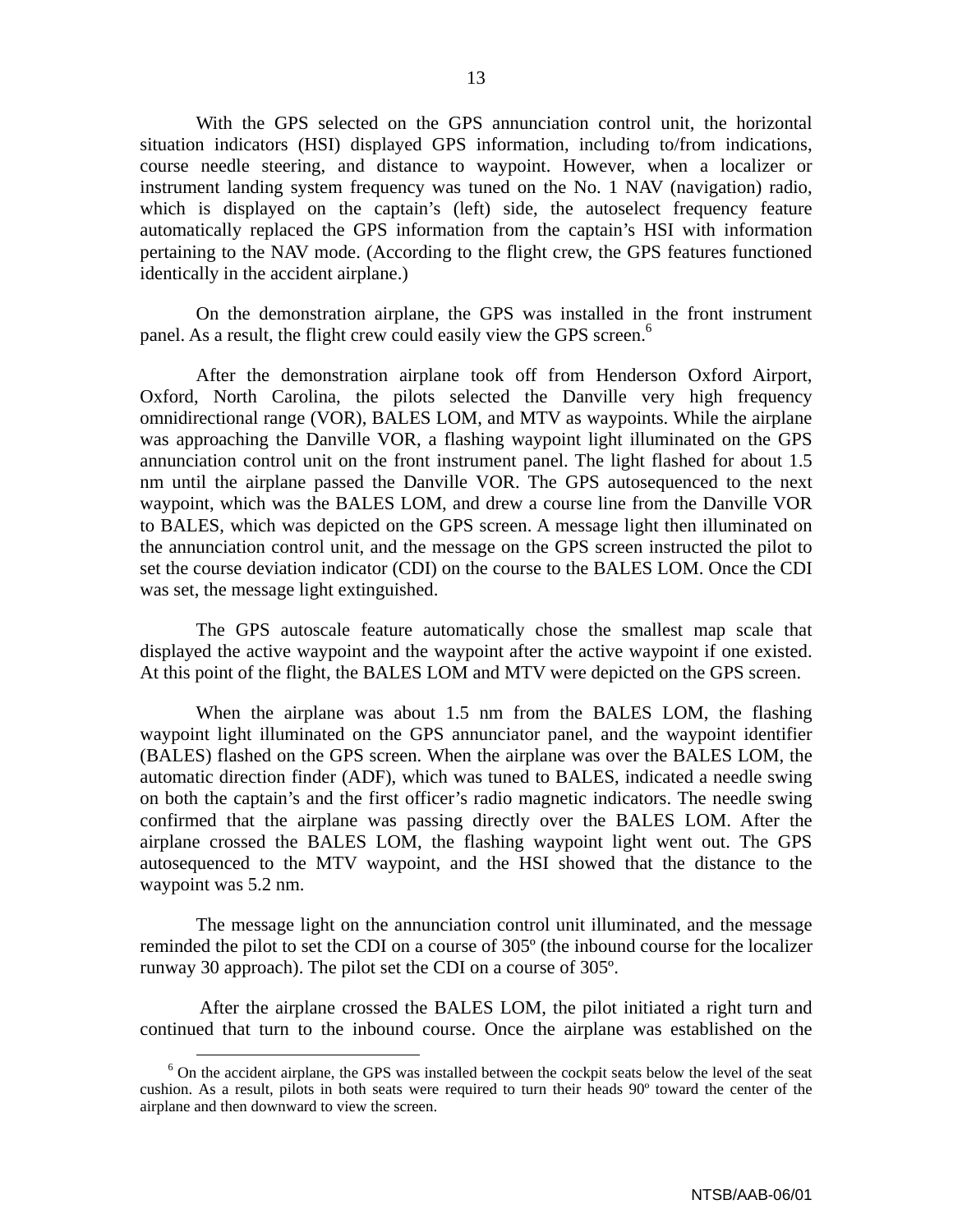With the GPS selected on the GPS annunciation control unit, the horizontal situation indicators (HSI) displayed GPS information, including to/from indications, course needle steering, and distance to waypoint. However, when a localizer or instrument landing system frequency was tuned on the No. 1 NAV (navigation) radio, which is displayed on the captain's (left) side, the autoselect frequency feature automatically replaced the GPS information from the captain's HSI with information pertaining to the NAV mode. (According to the flight crew, the GPS features functioned identically in the accident airplane.)

On the demonstration airplane, the GPS was installed in the front instrument panel. As a result, the flight crew could easily view the GPS screen.[6]

After the demonstration airplane took off from Henderson Oxford Airport, Oxford, North Carolina, the pilots selected the Danville very high frequency omnidirectional range (VOR), BALES LOM, and MTV as waypoints. While the airplane was approaching the Danville VOR, a flashing waypoint light illuminated on the GPS annunciation control unit on the front instrument panel. The light flashed for about 1.5 nm until the airplane passed the Danville VOR. The GPS autosequenced to the next waypoint, which was the BALES LOM, and drew a course line from the Danville VOR to BALES, which was depicted on the GPS screen. A message light then illuminated on the annunciation control unit, and the message on the GPS screen instructed the pilot to set the course deviation indicator (CDI) on the course to the BALES LOM. Once the CDI was set, the message light extinguished.

The GPS autoscale feature automatically chose the smallest map scale that displayed the active waypoint and the waypoint after the active waypoint if one existed. At this point of the flight, the BALES LOM and MTV were depicted on the GPS screen.

When the airplane was about 1.5 nm from the BALES LOM, the flashing waypoint light illuminated on the GPS annunciator panel, and the waypoint identifier (BALES) flashed on the GPS screen. When the airplane was over the BALES LOM, the automatic direction finder (ADF), which was tuned to BALES, indicated a needle swing on both the captain's and the first officer's radio magnetic indicators. The needle swing confirmed that the airplane was passing directly over the BALES LOM. After the airplane crossed the BALES LOM, the flashing waypoint light went out. The GPS autosequenced to the MTV waypoint, and the HSI showed that the distance to the waypoint was 5.2 nm.

The message light on the annunciation control unit illuminated, and the message reminded the pilot to set the CDI on a course of 305º (the inbound course for the localizer runway 30 approach). The pilot set the CDI on a course of 305º.

After the airplane crossed the BALES LOM, the pilot initiated a right turn and continued that turn to the inbound course. Once the airplane was established on the

---

[6] On the accident airplane, the GPS was installed between the cockpit seats below the level of the seat cushion. As a result, pilots in both seats were required to turn their heads 90º toward the center of the airplane and then downward to view the screen.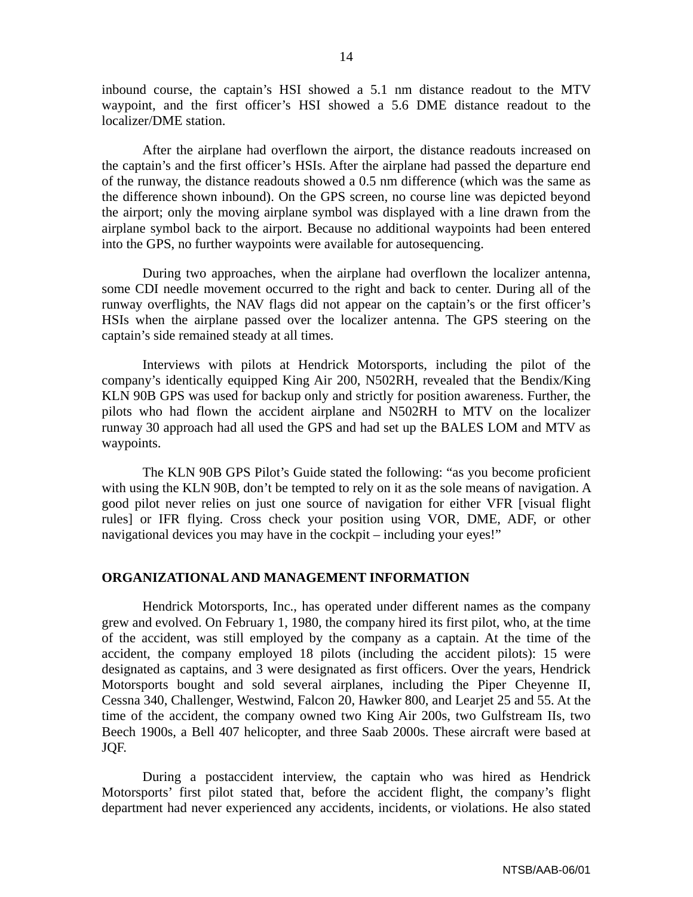inbound course, the captain's HSI showed a 5.1 nm distance readout to the MTV waypoint, and the first officer's HSI showed a 5.6 DME distance readout to the localizer/DME station.

After the airplane had overflown the airport, the distance readouts increased on the captain's and the first officer's HSIs. After the airplane had passed the departure end of the runway, the distance readouts showed a 0.5 nm difference (which was the same as the difference shown inbound). On the GPS screen, no course line was depicted beyond the airport; only the moving airplane symbol was displayed with a line drawn from the airplane symbol back to the airport. Because no additional waypoints had been entered into the GPS, no further waypoints were available for autosequencing.

During two approaches, when the airplane had overflown the localizer antenna, some CDI needle movement occurred to the right and back to center. During all of the runway overflights, the NAV flags did not appear on the captain's or the first officer's HSIs when the airplane passed over the localizer antenna. The GPS steering on the captain's side remained steady at all times.

Interviews with pilots at Hendrick Motorsports, including the pilot of the company's identically equipped King Air 200, N502RH, revealed that the Bendix/King KLN 90B GPS was used for backup only and strictly for position awareness. Further, the pilots who had flown the accident airplane and N502RH to MTV on the localizer runway 30 approach had all used the GPS and had set up the BALES LOM and MTV as waypoints.

The KLN 90B GPS Pilot's Guide stated the following: "as you become proficient with using the KLN 90B, don't be tempted to rely on it as the sole means of navigation. A good pilot never relies on just one source of navigation for either VFR [visual flight rules] or IFR flying. Cross check your position using VOR, DME, ADF, or other navigational devices you may have in the cockpit – including your eyes!"

## ORGANIZATIONAL AND MANAGEMENT INFORMATION

Hendrick Motorsports, Inc., has operated under different names as the company grew and evolved. On February 1, 1980, the company hired its first pilot, who, at the time of the accident, was still employed by the company as a captain. At the time of the accident, the company employed 18 pilots (including the accident pilots): 15 were designated as captains, and 3 were designated as first officers. Over the years, Hendrick Motorsports bought and sold several airplanes, including the Piper Cheyenne II, Cessna 340, Challenger, Westwind, Falcon 20, Hawker 800, and Learjet 25 and 55. At the time of the accident, the company owned two King Air 200s, two Gulfstream IIs, two Beech 1900s, a Bell 407 helicopter, and three Saab 2000s. These aircraft were based at JQF.

During a postaccident interview, the captain who was hired as Hendrick Motorsports' first pilot stated that, before the accident flight, the company's flight department had never experienced any accidents, incidents, or violations. He also stated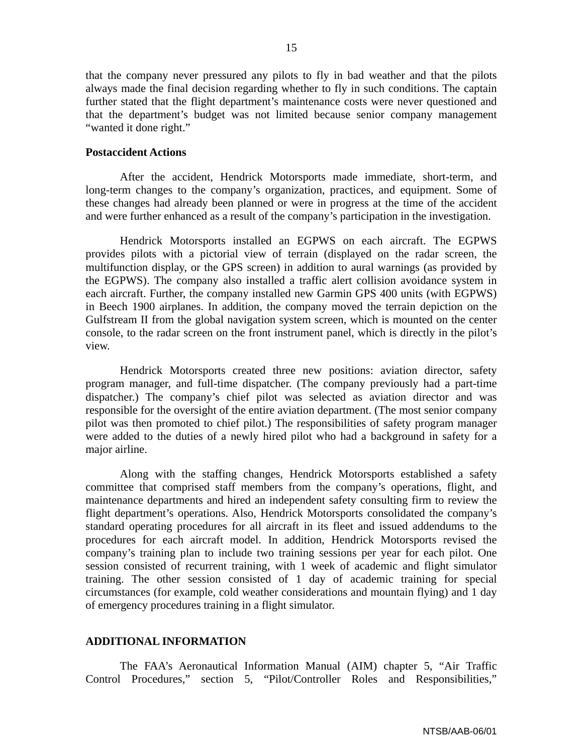that the company never pressured any pilots to fly in bad weather and that the pilots always made the final decision regarding whether to fly in such conditions. The captain further stated that the flight department's maintenance costs were never questioned and that the department's budget was not limited because senior company management "wanted it done right."

**Postaccident Actions**

After the accident, Hendrick Motorsports made immediate, short-term, and long-term changes to the company's organization, practices, and equipment. Some of these changes had already been planned or were in progress at the time of the accident and were further enhanced as a result of the company's participation in the investigation.

Hendrick Motorsports installed an EGPWS on each aircraft. The EGPWS provides pilots with a pictorial view of terrain (displayed on the radar screen, the multifunction display, or the GPS screen) in addition to aural warnings (as provided by the EGPWS). The company also installed a traffic alert collision avoidance system in each aircraft. Further, the company installed new Garmin GPS 400 units (with EGPWS) in Beech 1900 airplanes. In addition, the company moved the terrain depiction on the Gulfstream II from the global navigation system screen, which is mounted on the center console, to the radar screen on the front instrument panel, which is directly in the pilot's view.

Hendrick Motorsports created three new positions: aviation director, safety program manager, and full-time dispatcher. (The company previously had a part-time dispatcher.) The company's chief pilot was selected as aviation director and was responsible for the oversight of the entire aviation department. (The most senior company pilot was then promoted to chief pilot.) The responsibilities of safety program manager were added to the duties of a newly hired pilot who had a background in safety for a major airline.

Along with the staffing changes, Hendrick Motorsports established a safety committee that comprised staff members from the company's operations, flight, and maintenance departments and hired an independent safety consulting firm to review the flight department's operations. Also, Hendrick Motorsports consolidated the company's standard operating procedures for all aircraft in its fleet and issued addendums to the procedures for each aircraft model. In addition, Hendrick Motorsports revised the company's training plan to include two training sessions per year for each pilot. One session consisted of recurrent training, with 1 week of academic and flight simulator training. The other session consisted of 1 day of academic training for special circumstances (for example, cold weather considerations and mountain flying) and 1 day of emergency procedures training in a flight simulator.

## ADDITIONAL INFORMATION

The FAA's Aeronautical Information Manual (AIM) chapter 5, "Air Traffic Control Procedures," section 5, "Pilot/Controller Roles and Responsibilities,"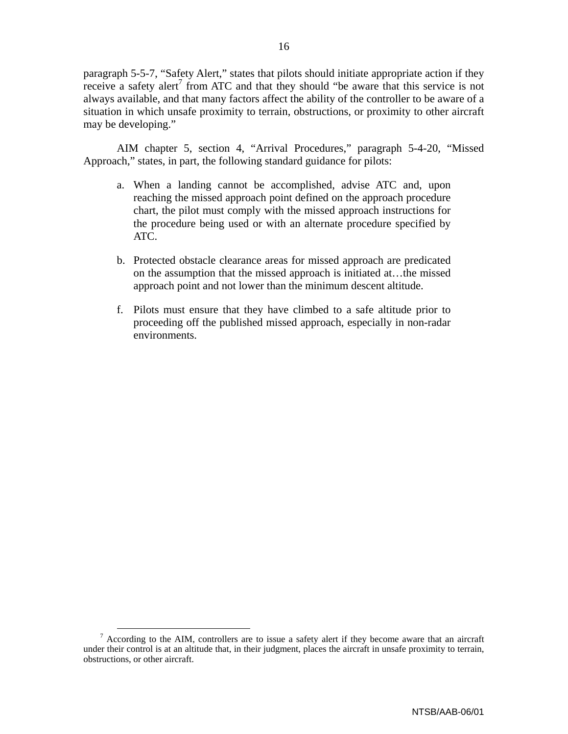paragraph 5-5-7, "Safety Alert," states that pilots should initiate appropriate action if they receive a safety alert[7] from ATC and that they should "be aware that this service is not always available, and that many factors affect the ability of the controller to be aware of a situation in which unsafe proximity to terrain, obstructions, or proximity to other aircraft may be developing."

AIM chapter 5, section 4, "Arrival Procedures," paragraph 5-4-20, "Missed Approach," states, in part, the following standard guidance for pilots:

> a. When a landing cannot be accomplished, advise ATC and, upon reaching the missed approach point defined on the approach procedure chart, the pilot must comply with the missed approach instructions for the procedure being used or with an alternate procedure specified by ATC.
>
> b. Protected obstacle clearance areas for missed approach are predicated on the assumption that the missed approach is initiated at…the missed approach point and not lower than the minimum descent altitude.
>
> f. Pilots must ensure that they have climbed to a safe altitude prior to proceeding off the published missed approach, especially in non-radar environments.

---

[7] According to the AIM, controllers are to issue a safety alert if they become aware that an aircraft under their control is at an altitude that, in their judgment, places the aircraft in unsafe proximity to terrain, obstructions, or other aircraft.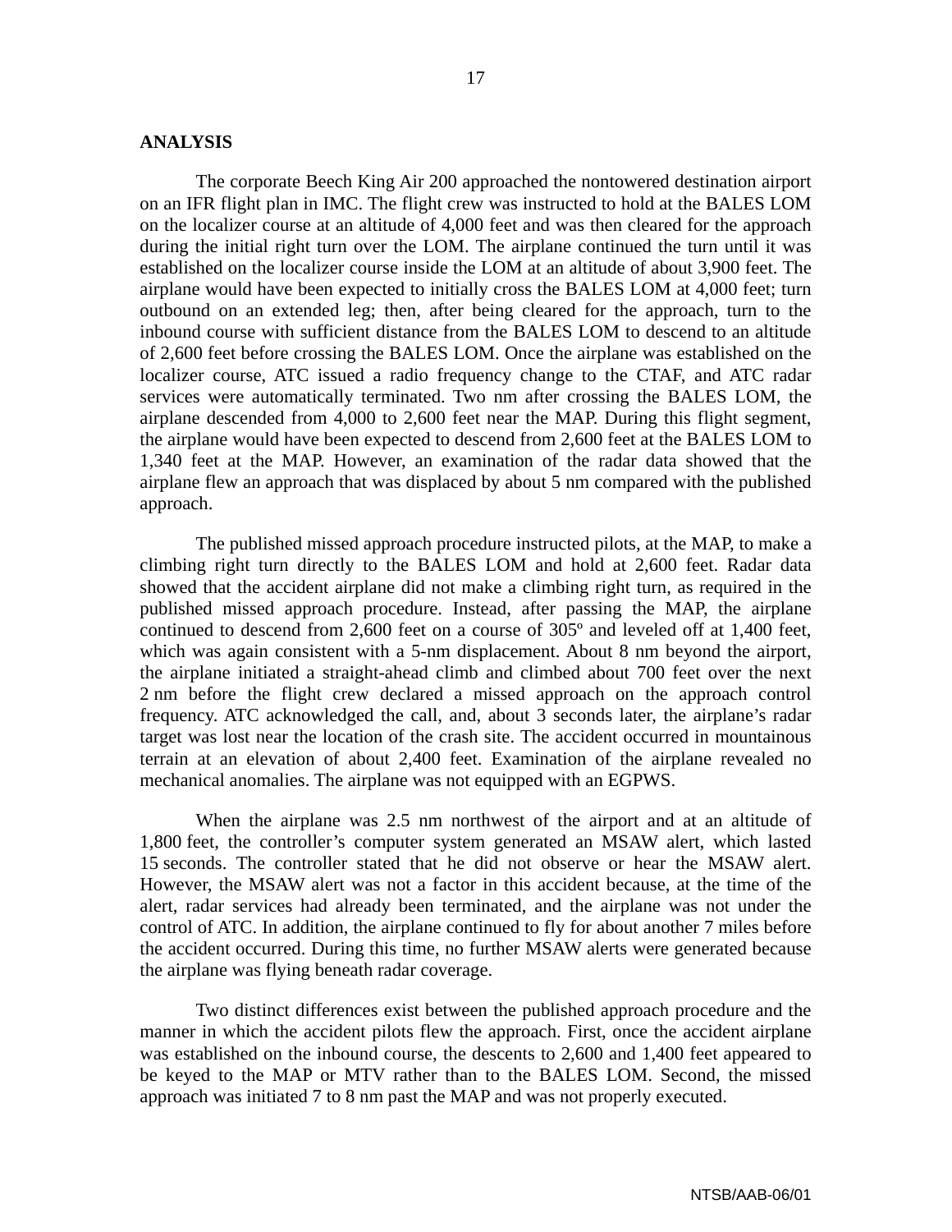## ANALYSIS

The corporate Beech King Air 200 approached the nontowered destination airport on an IFR flight plan in IMC. The flight crew was instructed to hold at the BALES LOM on the localizer course at an altitude of 4,000 feet and was then cleared for the approach during the initial right turn over the LOM. The airplane continued the turn until it was established on the localizer course inside the LOM at an altitude of about 3,900 feet. The airplane would have been expected to initially cross the BALES LOM at 4,000 feet; turn outbound on an extended leg; then, after being cleared for the approach, turn to the inbound course with sufficient distance from the BALES LOM to descend to an altitude of 2,600 feet before crossing the BALES LOM. Once the airplane was established on the localizer course, ATC issued a radio frequency change to the CTAF, and ATC radar services were automatically terminated. Two nm after crossing the BALES LOM, the airplane descended from 4,000 to 2,600 feet near the MAP. During this flight segment, the airplane would have been expected to descend from 2,600 feet at the BALES LOM to 1,340 feet at the MAP. However, an examination of the radar data showed that the airplane flew an approach that was displaced by about 5 nm compared with the published approach.

The published missed approach procedure instructed pilots, at the MAP, to make a climbing right turn directly to the BALES LOM and hold at 2,600 feet. Radar data showed that the accident airplane did not make a climbing right turn, as required in the published missed approach procedure. Instead, after passing the MAP, the airplane continued to descend from 2,600 feet on a course of 305º and leveled off at 1,400 feet, which was again consistent with a 5-nm displacement. About 8 nm beyond the airport, the airplane initiated a straight-ahead climb and climbed about 700 feet over the next 2 nm before the flight crew declared a missed approach on the approach control frequency. ATC acknowledged the call, and, about 3 seconds later, the airplane's radar target was lost near the location of the crash site. The accident occurred in mountainous terrain at an elevation of about 2,400 feet. Examination of the airplane revealed no mechanical anomalies. The airplane was not equipped with an EGPWS.

When the airplane was 2.5 nm northwest of the airport and at an altitude of 1,800 feet, the controller's computer system generated an MSAW alert, which lasted 15 seconds. The controller stated that he did not observe or hear the MSAW alert. However, the MSAW alert was not a factor in this accident because, at the time of the alert, radar services had already been terminated, and the airplane was not under the control of ATC. In addition, the airplane continued to fly for about another 7 miles before the accident occurred. During this time, no further MSAW alerts were generated because the airplane was flying beneath radar coverage.

Two distinct differences exist between the published approach procedure and the manner in which the accident pilots flew the approach. First, once the accident airplane was established on the inbound course, the descents to 2,600 and 1,400 feet appeared to be keyed to the MAP or MTV rather than to the BALES LOM. Second, the missed approach was initiated 7 to 8 nm past the MAP and was not properly executed.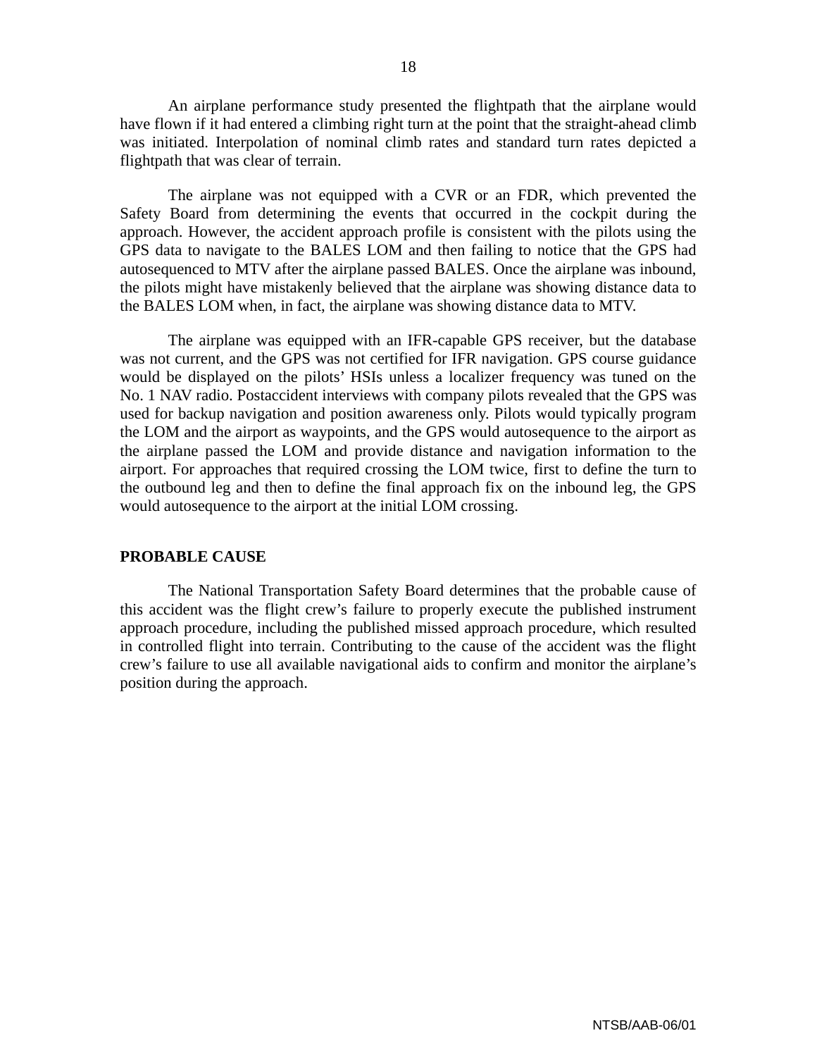An airplane performance study presented the flightpath that the airplane would have flown if it had entered a climbing right turn at the point that the straight-ahead climb was initiated. Interpolation of nominal climb rates and standard turn rates depicted a flightpath that was clear of terrain.

The airplane was not equipped with a CVR or an FDR, which prevented the Safety Board from determining the events that occurred in the cockpit during the approach. However, the accident approach profile is consistent with the pilots using the GPS data to navigate to the BALES LOM and then failing to notice that the GPS had autosequenced to MTV after the airplane passed BALES. Once the airplane was inbound, the pilots might have mistakenly believed that the airplane was showing distance data to the BALES LOM when, in fact, the airplane was showing distance data to MTV.

The airplane was equipped with an IFR-capable GPS receiver, but the database was not current, and the GPS was not certified for IFR navigation. GPS course guidance would be displayed on the pilots' HSIs unless a localizer frequency was tuned on the No. 1 NAV radio. Postaccident interviews with company pilots revealed that the GPS was used for backup navigation and position awareness only. Pilots would typically program the LOM and the airport as waypoints, and the GPS would autosequence to the airport as the airplane passed the LOM and provide distance and navigation information to the airport. For approaches that required crossing the LOM twice, first to define the turn to the outbound leg and then to define the final approach fix on the inbound leg, the GPS would autosequence to the airport at the initial LOM crossing.

## PROBABLE CAUSE

The National Transportation Safety Board determines that the probable cause of this accident was the flight crew's failure to properly execute the published instrument approach procedure, including the published missed approach procedure, which resulted in controlled flight into terrain. Contributing to the cause of the accident was the flight crew's failure to use all available navigational aids to confirm and monitor the airplane's position during the approach.